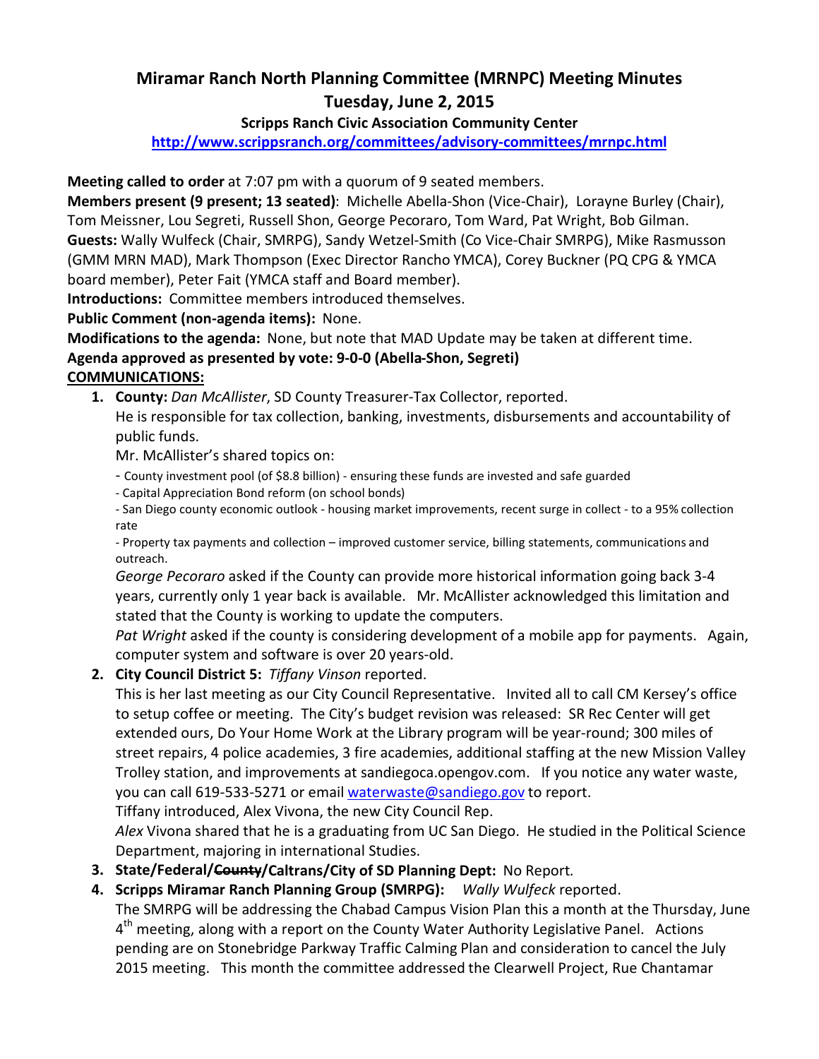# Miramar Ranch North Planning Committee (MRNPC) Meeting Minutes
## Tuesday, June 2, 2015
### Scripps Ranch Civic Association Community Center

**http://www.scrippsranch.org/committees/advisory-committees/mrnpc.html**

**Meeting called to order** at 7:07 pm with a quorum of 9 seated members.

**Members present (9 present; 13 seated)**: Michelle Abella-Shon (Vice-Chair), Lorayne Burley (Chair), Tom Meissner, Lou Segreti, Russell Shon, George Pecoraro, Tom Ward, Pat Wright, Bob Gilman.

**Guests:** Wally Wulfeck (Chair, SMRPG), Sandy Wetzel-Smith (Co Vice-Chair SMRPG), Mike Rasmusson (GMM MRN MAD), Mark Thompson (Exec Director Rancho YMCA), Corey Buckner (PQ CPG & YMCA board member), Peter Fait (YMCA staff and Board member).

**Introductions:** Committee members introduced themselves.

**Public Comment (non-agenda items):** None.

**Modifications to the agenda:** None, but note that MAD Update may be taken at different time.

**Agenda approved as presented by vote: 9-0-0 (Abella-Shon, Segreti)**

**COMMUNICATIONS:**

1. **County:** *Dan McAllister*, SD County Treasurer-Tax Collector, reported.
   He is responsible for tax collection, banking, investments, disbursements and accountability of public funds.
   Mr. McAllister's shared topics on:
   - County investment pool (of $8.8 billion) - ensuring these funds are invested and safe guarded
   - Capital Appreciation Bond reform (on school bonds)
   - San Diego county economic outlook - housing market improvements, recent surge in collect - to a 95% collection rate
   - Property tax payments and collection – improved customer service, billing statements, communications and outreach.

   *George Pecoraro* asked if the County can provide more historical information going back 3-4 years, currently only 1 year back is available. Mr. McAllister acknowledged this limitation and stated that the County is working to update the computers.
   *Pat Wright* asked if the county is considering development of a mobile app for payments. Again, computer system and software is over 20 years-old.

2. **City Council District 5:** *Tiffany Vinson* reported.
   This is her last meeting as our City Council Representative. Invited all to call CM Kersey's office to setup coffee or meeting. The City's budget revision was released: SR Rec Center will get extended ours, Do Your Home Work at the Library program will be year-round; 300 miles of street repairs, 4 police academies, 3 fire academies, additional staffing at the new Mission Valley Trolley station, and improvements at sandiegoca.opengov.com. If you notice any water waste, you can call 619-533-5271 or email waterwaste@sandiego.gov to report.
   Tiffany introduced, Alex Vivona, the new City Council Rep.
   *Alex* Vivona shared that he is a graduating from UC San Diego. He studied in the Political Science Department, majoring in international Studies.

3. **State/Federal/~~County~~/Caltrans/City of SD Planning Dept:** No Report.

4. **Scripps Miramar Ranch Planning Group (SMRPG):** *Wally Wulfeck* reported.
   The SMRPG will be addressing the Chabad Campus Vision Plan this a month at the Thursday, June 4th meeting, along with a report on the County Water Authority Legislative Panel. Actions pending are on Stonebridge Parkway Traffic Calming Plan and consideration to cancel the July 2015 meeting. This month the committee addressed the Clearwell Project, Rue Chantamar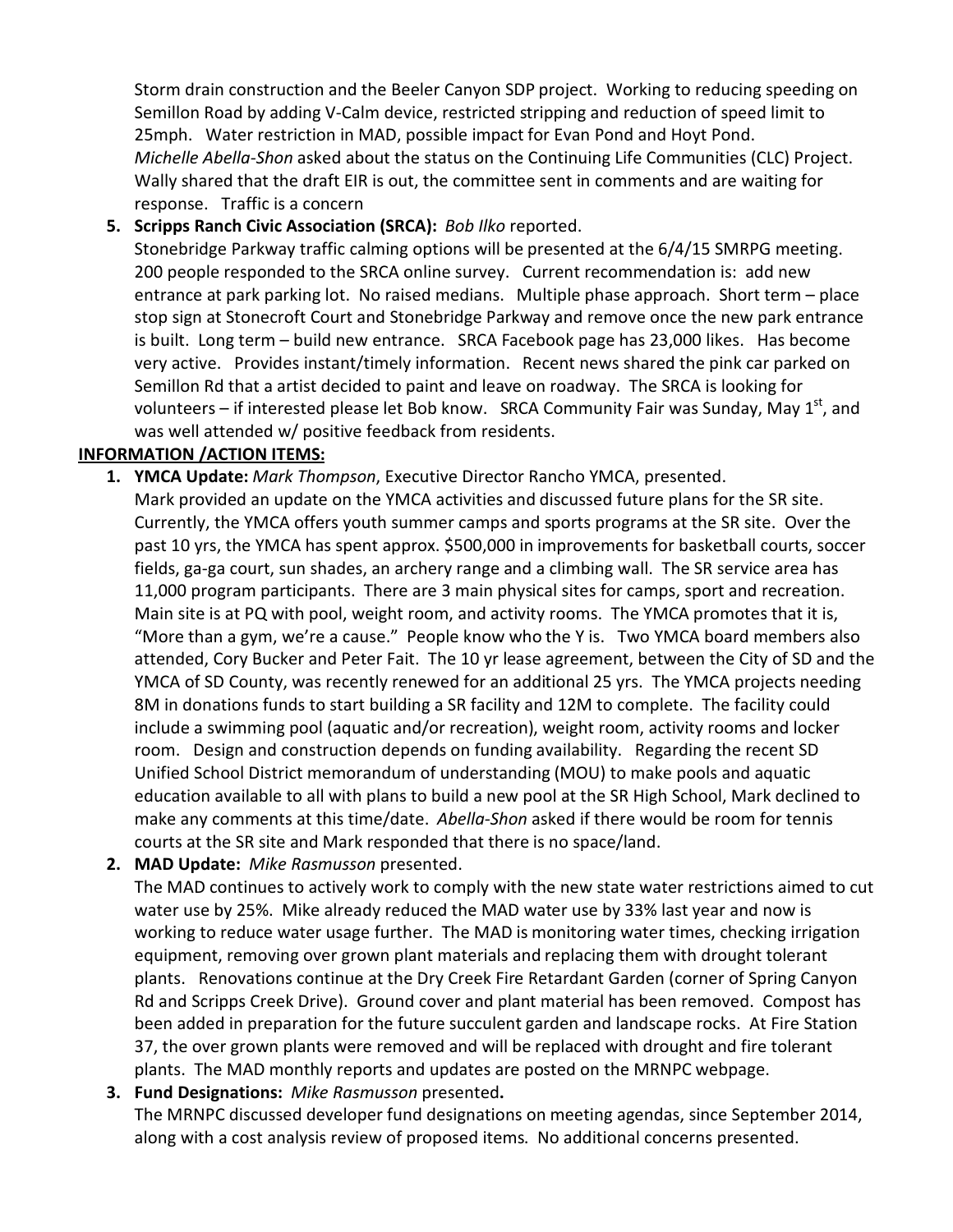Storm drain construction and the Beeler Canyon SDP project. Working to reducing speeding on Semillon Road by adding V-Calm device, restricted stripping and reduction of speed limit to 25mph. Water restriction in MAD, possible impact for Evan Pond and Hoyt Pond. *Michelle Abella-Shon* asked about the status on the Continuing Life Communities (CLC) Project. Wally shared that the draft EIR is out, the committee sent in comments and are waiting for response. Traffic is a concern

5. **Scripps Ranch Civic Association (SRCA):** *Bob Ilko* reported.
   Stonebridge Parkway traffic calming options will be presented at the 6/4/15 SMRPG meeting. 200 people responded to the SRCA online survey. Current recommendation is: add new entrance at park parking lot. No raised medians. Multiple phase approach. Short term – place stop sign at Stonecroft Court and Stonebridge Parkway and remove once the new park entrance is built. Long term – build new entrance. SRCA Facebook page has 23,000 likes. Has become very active. Provides instant/timely information. Recent news shared the pink car parked on Semillon Rd that a artist decided to paint and leave on roadway. The SRCA is looking for volunteers – if interested please let Bob know. SRCA Community Fair was Sunday, May 1st, and was well attended w/ positive feedback from residents.

**INFORMATION /ACTION ITEMS:**

1. **YMCA Update:** *Mark Thompson*, Executive Director Rancho YMCA, presented.
   Mark provided an update on the YMCA activities and discussed future plans for the SR site. Currently, the YMCA offers youth summer camps and sports programs at the SR site. Over the past 10 yrs, the YMCA has spent approx. $500,000 in improvements for basketball courts, soccer fields, ga-ga court, sun shades, an archery range and a climbing wall. The SR service area has 11,000 program participants. There are 3 main physical sites for camps, sport and recreation. Main site is at PQ with pool, weight room, and activity rooms. The YMCA promotes that it is, "More than a gym, we're a cause." People know who the Y is. Two YMCA board members also attended, Cory Bucker and Peter Fait. The 10 yr lease agreement, between the City of SD and the YMCA of SD County, was recently renewed for an additional 25 yrs. The YMCA projects needing 8M in donations funds to start building a SR facility and 12M to complete. The facility could include a swimming pool (aquatic and/or recreation), weight room, activity rooms and locker room. Design and construction depends on funding availability. Regarding the recent SD Unified School District memorandum of understanding (MOU) to make pools and aquatic education available to all with plans to build a new pool at the SR High School, Mark declined to make any comments at this time/date. *Abella-Shon* asked if there would be room for tennis courts at the SR site and Mark responded that there is no space/land.

2. **MAD Update:** *Mike Rasmusson* presented.
   The MAD continues to actively work to comply with the new state water restrictions aimed to cut water use by 25%. Mike already reduced the MAD water use by 33% last year and now is working to reduce water usage further. The MAD is monitoring water times, checking irrigation equipment, removing over grown plant materials and replacing them with drought tolerant plants. Renovations continue at the Dry Creek Fire Retardant Garden (corner of Spring Canyon Rd and Scripps Creek Drive). Ground cover and plant material has been removed. Compost has been added in preparation for the future succulent garden and landscape rocks. At Fire Station 37, the over grown plants were removed and will be replaced with drought and fire tolerant plants. The MAD monthly reports and updates are posted on the MRNPC webpage.

3. **Fund Designations:** *Mike Rasmusson* presented**.**
   The MRNPC discussed developer fund designations on meeting agendas, since September 2014, along with a cost analysis review of proposed items. No additional concerns presented.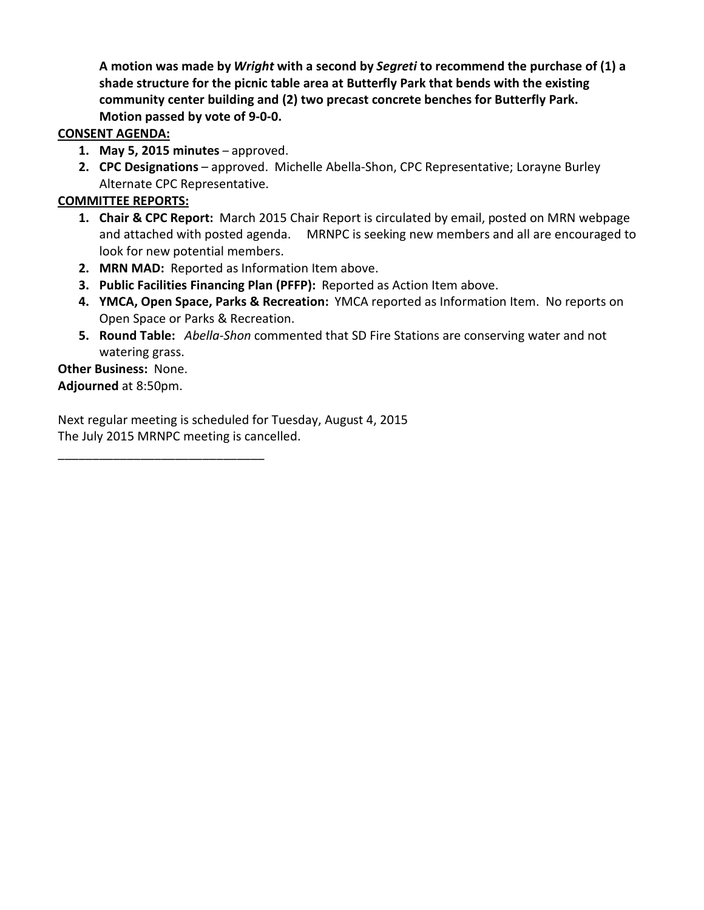**A motion was made by *Wright* with a second by *Segreti* to recommend the purchase of (1) a shade structure for the picnic table area at Butterfly Park that bends with the existing community center building and (2) two precast concrete benches for Butterfly Park. Motion passed by vote of 9-0-0.**

**CONSENT AGENDA:**

1. **May 5, 2015 minutes** – approved.
2. **CPC Designations** – approved. Michelle Abella-Shon, CPC Representative; Lorayne Burley Alternate CPC Representative.

**COMMITTEE REPORTS:**

1. **Chair & CPC Report:** March 2015 Chair Report is circulated by email, posted on MRN webpage and attached with posted agenda. MRNPC is seeking new members and all are encouraged to look for new potential members.
2. **MRN MAD:** Reported as Information Item above.
3. **Public Facilities Financing Plan (PFFP):** Reported as Action Item above.
4. **YMCA, Open Space, Parks & Recreation:** YMCA reported as Information Item. No reports on Open Space or Parks & Recreation.
5. **Round Table:** *Abella-Shon* commented that SD Fire Stations are conserving water and not watering grass.

**Other Business:** None.

**Adjourned** at 8:50pm.

Next regular meeting is scheduled for Tuesday, August 4, 2015
The July 2015 MRNPC meeting is cancelled.

______________________________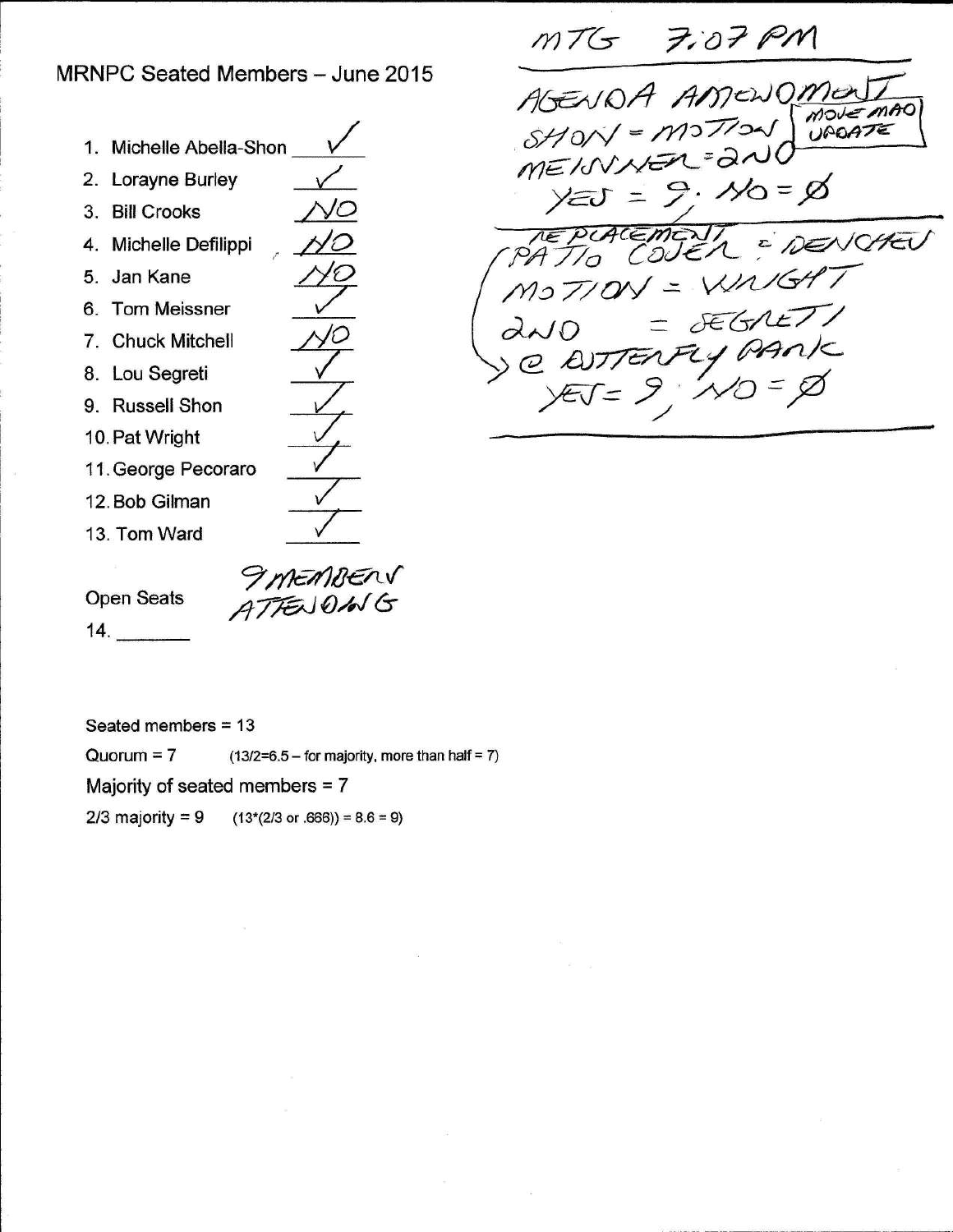MTG 7:07 PM

AGENDA AMENDMENT
SHON = MOTION [MOVE MAO UPDATE]
MEISSNER = 2ND
YES = 9; NO = Ø

REPLACEMENT PATIO COVER = BENCHES
MOTION = WRIGHT
2ND = SEGRETI
@ BUTTERFLY PARK
YES = 9; NO = Ø

## MRNPC Seated Members – June 2015

| | |
|---|---|
| 1. Michelle Abella-Shon | ✓ |
| 2. Lorayne Burley | ✓ |
| 3. Bill Crooks | NO |
| 4. Michelle Defilippi | NO |
| 5. Jan Kane | NO |
| 6. Tom Meissner | ✓ |
| 7. Chuck Mitchell | NO |
| 8. Lou Segreti | ✓ |
| 9. Russell Shon | ✓ |
| 10. Pat Wright | ✓ |
| 11. George Pecoraro | ✓ |
| 12. Bob Gilman | ✓ |
| 13. Tom Ward | ✓ |

Open Seats

14. _______

9 MEMBERS ATTENDING

Seated members = 13

Quorum = 7 (13/2=6.5 – for majority, more than half = 7)

Majority of seated members = 7

2/3 majority = 9 (13*(2/3 or .666)) = 8.6 = 9)